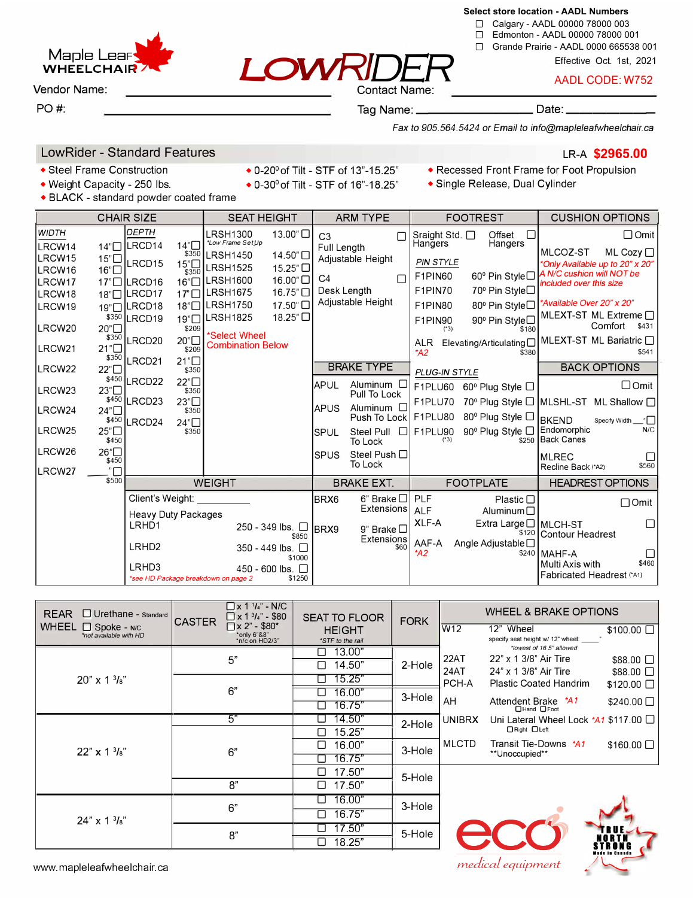Maple Leaf WHEELCHAIR

# LOWRIDER

**Select store location - AADL Numbers**

- ☐ Calgary - AADL 00000 78000 003
- ☐ Edmonton - AADL 00000 78000 001
- ☐ Grande Prairie - AADL 0000 665538 001

Effective Oct. 1st, 2021

AADL CODE: W752

Vendor Name: ______________________ Contact Name: ______________________

PO #: ______________________ Tag Name: ______________ Date: ______________

*Fax to 905.564.5424 or Email to info@mapleleafwheelchair.ca*

## LowRider - Standard Features

LR-A **$2965.00**

- Steel Frame Construction
- Weight Capacity - 250 lbs.
- BLACK - standard powder coated frame
- 0-20° of Tilt - STF of 13"-15.25"
- 0-30° of Tilt - STF of 16"-18.25"
- Recessed Front Frame for Foot Propulsion
- Single Release, Dual Cylinder

### CHAIR SIZE

| WIDTH | | | DEPTH | | |
|---|---|---|---|---|---|
| LRCW14 | 14" ☐ | | LRCD14 | 14" ☐ | $350 |
| LRCW15 | 15" ☐ | | LRCD15 | 15" ☐ | $350 |
| LRCW16 | 16" ☐ | | LRCD16 | 16" ☐ | |
| LRCW17 | 17" ☐ | | LRCD17 | 17" ☐ | |
| LRCW18 | 18" ☐ | | LRCD18 | 18" ☐ | |
| LRCW19 | 19" ☐ | $350 | LRCD19 | 19" ☐ | $209 |
| LRCW20 | 20" ☐ | $350 | LRCD20 | 20" ☐ | $209 |
| LRCW21 | 21" ☐ | $350 | LRCD21 | 21" ☐ | $350 |
| LRCW22 | 22" ☐ | $450 | LRCD22 | 22" ☐ | $350 |
| LRCW23 | 23" ☐ | $450 | LRCD23 | 23" ☐ | $350 |
| LRCW24 | 24" ☐ | $450 | LRCD24 | 24" ☐ | $350 |
| LRCW25 | 25" ☐ | $450 | | | |
| LRCW26 | 26" ☐ | $450 | | | |
| LRCW27 | ___" ☐ | $500 | | | |

### SEAT HEIGHT

| Code | Height |
|---|---|
| LRSH1300 *Low Frame SetUp* | 13.00" ☐ |
| LRSH1450 | 14.50" ☐ |
| LRSH1525 | 15.25" ☐ |
| LRSH1600 | 16.00" ☐ |
| LRSH1675 | 16.75" ☐ |
| LRSH1750 | 17.50" ☐ |
| LRSH1825 | 18.25" ☐ |

*Select Wheel Combination Below

### ARM TYPE

- C3 ☐ Full Length Adjustable Height
- C4 ☐ Desk Length Adjustable Height

### BRAKE TYPE

| Code | Description | |
|---|---|---|
| APUL | Aluminum Pull To Lock | ☐ |
| APUS | Aluminum Push To Lock | ☐ |
| SPUL | Steel Pull To Lock | ☐ |
| SPUS | Steel Push To Lock | ☐ |

### FOOTREST

Sraight Std. Hangers ☐ Offset Hangers ☐

*PIN STYLE*

| Code | Description | Price |
|---|---|---|
| F1PIN60 | 60° Pin Style ☐ | |
| F1PIN70 | 70° Pin Style ☐ | |
| F1PIN80 | 80° Pin Style ☐ | |
| F1PIN90 (*3) | 90° Pin Style ☐ | $180 |
| ALR *A2 | Elevating/Articulating ☐ | $380 |

*PLUG-IN STYLE*

| Code | Description | Price |
|---|---|---|
| F1PLU60 | 60° Plug Style ☐ | |
| F1PLU70 | 70° Plug Style ☐ | |
| F1PLU80 | 80° Plug Style ☐ | |
| F1PLU90 (*3) | 90° Plug Style ☐ | $250 |

### CUSHION OPTIONS

☐ Omit

- MLCOZ-ST ML Cozy ☐ — *Only Available up to 20" x 20" A N/C cushion will NOT be included over this size*
- MLEXT-ST ML Extreme Comfort ☐ $431 — *Available Over 20" x 20"*
- MLEXT-ST ML Bariatric ☐ $541

### BACK OPTIONS

☐ Omit

- MLSHL-ST ML Shallow ☐
- BKEND Endomorphic Back Canes — Specify Width ___" ☐ N/C
- MLREC Recline Back (*A2) ☐ $560

### WEIGHT

Client's Weight: ____________

Heavy Duty Packages

| Code | Range | Price |
|---|---|---|
| LRHD1 | 250 - 349 lbs. ☐ | $850 |
| LRHD2 | 350 - 449 lbs. ☐ | $1000 |
| LRHD3 | 450 - 600 lbs. ☐ | $1250 |

*see HD Package breakdown on page 2

### BRAKE EXT.

| Code | Description | Price |
|---|---|---|
| BRX6 | 6" Brake Extensions ☐ | |
| BRX9 | 9" Brake Extensions ☐ | $60 |

### FOOTPLATE

| Code | Description | Price |
|---|---|---|
| PLF | Plastic ☐ | |
| ALF | Aluminum ☐ | |
| XLF-A | Extra Large ☐ | $120 |
| AAF-A *A2 | Angle Adjustable ☐ | $240 |

### HEADREST OPTIONS

☐ Omit

- MLCH-ST Contour Headrest ☐
- MAHF-A Multi Axis with Fabricated Headrest (*A1) ☐ $460

### REAR WHEEL / CASTER / SEAT TO FLOOR HEIGHT / FORK

REAR WHEEL: ☐ Urethane - Standard ☐ Spoke - N/C (*not available with HD*)

CASTER: ☐ x 1 1/4" - N/C ☐ x 1 3/4" - $80 ☐ x 2" - $80* (*only 6"&8" *n/c on HD2/3")

SEAT TO FLOOR HEIGHT: *STF to the rail*

| Rear Wheel | Caster | Seat to Floor Height | Fork |
|---|---|---|---|
| 20" x 1 3/8" | 5" | ☐ 13.00" | 2-Hole |
| | | ☐ 14.50" | 2-Hole |
| | | ☐ 15.25" | 2-Hole |
| | 6" | ☐ 16.00" | 3-Hole |
| | | ☐ 16.75" | 3-Hole |
| 22" x 1 3/8" | 5" | ☐ 14.50" | 2-Hole |
| | | ☐ 15.25" | 2-Hole |
| | 6" | ☐ 16.00" | 3-Hole |
| | | ☐ 16.75" | 3-Hole |
| | | ☐ 17.50" | 5-Hole |
| | 8" | ☐ 17.50" | 5-Hole |
| 24" x 1 3/8" | 6" | ☐ 16.00" | 3-Hole |
| | | ☐ 16.75" | 3-Hole |
| | 8" | ☐ 17.50" | 5-Hole |
| | | ☐ 18.25" | 5-Hole |

### WHEEL & BRAKE OPTIONS

| Code | Description | Price |
|---|---|---|
| W12 | 12" Wheel — specify seat height w/ 12" wheel: _____" *lowest of 16.5" allowed* | $100.00 ☐ |
| 22AT | 22" x 1 3/8" Air Tire | $88.00 ☐ |
| 24AT | 24" x 1 3/8" Air Tire | $88.00 ☐ |
| PCH-A | Plastic Coated Handrim | $120.00 ☐ |
| AH | Attendent Brake *A1 (☐ Hand ☐ Foot) | $240.00 ☐ |
| UNIBRX | Uni Lateral Wheel Lock *A1 (☐ Right ☐ Left) | $117.00 ☐ |
| MLCTD | Transit Tie-Downs *A1 **Unoccupied** | $160.00 ☐ |

eco medical equipment

TRUE NORTH STRONG Made in Canada

www.mapleleafwheelchair.ca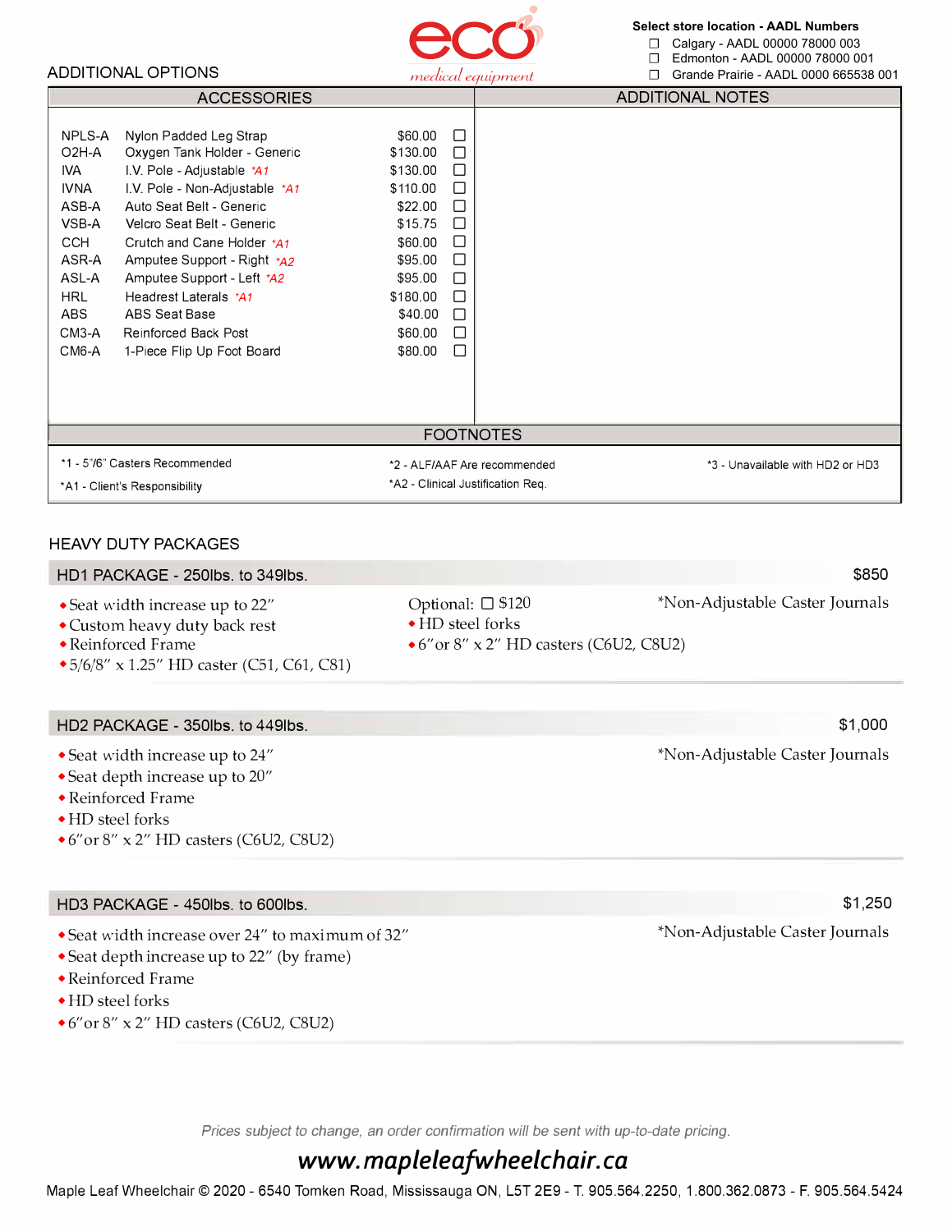eco medical equipment

**Select store location - AADL Numbers**

- ☐ Calgary - AADL 00000 78000 003
- ☐ Edmonton - AADL 00000 78000 001
- ☐ Grande Prairie - AADL 0000 665538 001

## ADDITIONAL OPTIONS

### ACCESSORIES

| | | | |
|---|---|---|---|
| NPLS-A | Nylon Padded Leg Strap | $60.00 | ☐ |
| O2H-A | Oxygen Tank Holder - Generic | $130.00 | ☐ |
| IVA | I.V. Pole - Adjustable *A1 | $130.00 | ☐ |
| IVNA | I.V. Pole - Non-Adjustable *A1 | $110.00 | ☐ |
| ASB-A | Auto Seat Belt - Generic | $22.00 | ☐ |
| VSB-A | Velcro Seat Belt - Generic | $15.75 | ☐ |
| CCH | Crutch and Cane Holder *A1 | $60.00 | ☐ |
| ASR-A | Amputee Support - Right *A2 | $95.00 | ☐ |
| ASL-A | Amputee Support - Left *A2 | $95.00 | ☐ |
| HRL | Headrest Laterals *A1 | $180.00 | ☐ |
| ABS | ABS Seat Base | $40.00 | ☐ |
| CM3-A | Reinforced Back Post | $60.00 | ☐ |
| CM6-A | 1-Piece Flip Up Foot Board | $80.00 | ☐ |

### ADDITIONAL NOTES

### FOOTNOTES

*1 - 5"/6" Casters Recommended

*A1 - Client's Responsibility

*2 - ALF/AAF Are recommended

*A2 - Clinical Justification Req.

*3 - Unavailable with HD2 or HD3

## HEAVY DUTY PACKAGES

### HD1 PACKAGE - 250lbs. to 349lbs. — $850

- Seat width increase up to 22"
- Custom heavy duty back rest
- Reinforced Frame
- 5/6/8" x 1.25" HD caster (C51, C61, C81)

Optional: ☐ $120
- HD steel forks
- 6" or 8" x 2" HD casters (C6U2, C8U2)

*Non-Adjustable Caster Journals

### HD2 PACKAGE - 350lbs. to 449lbs. — $1,000

- Seat width increase up to 24"
- Seat depth increase up to 20"
- Reinforced Frame
- HD steel forks
- 6" or 8" x 2" HD casters (C6U2, C8U2)

*Non-Adjustable Caster Journals

### HD3 PACKAGE - 450lbs. to 600lbs. — $1,250

- Seat width increase over 24" to maximum of 32"
- Seat depth increase up to 22" (by frame)
- Reinforced Frame
- HD steel forks
- 6" or 8" x 2" HD casters (C6U2, C8U2)

*Non-Adjustable Caster Journals

*Prices subject to change, an order confirmation will be sent with up-to-date pricing.*

***www.mapleleafwheelchair.ca***

Maple Leaf Wheelchair © 2020 - 6540 Tomken Road, Mississauga ON, L5T 2E9 - T. 905.564.2250, 1.800.362.0873 - F. 905.564.5424